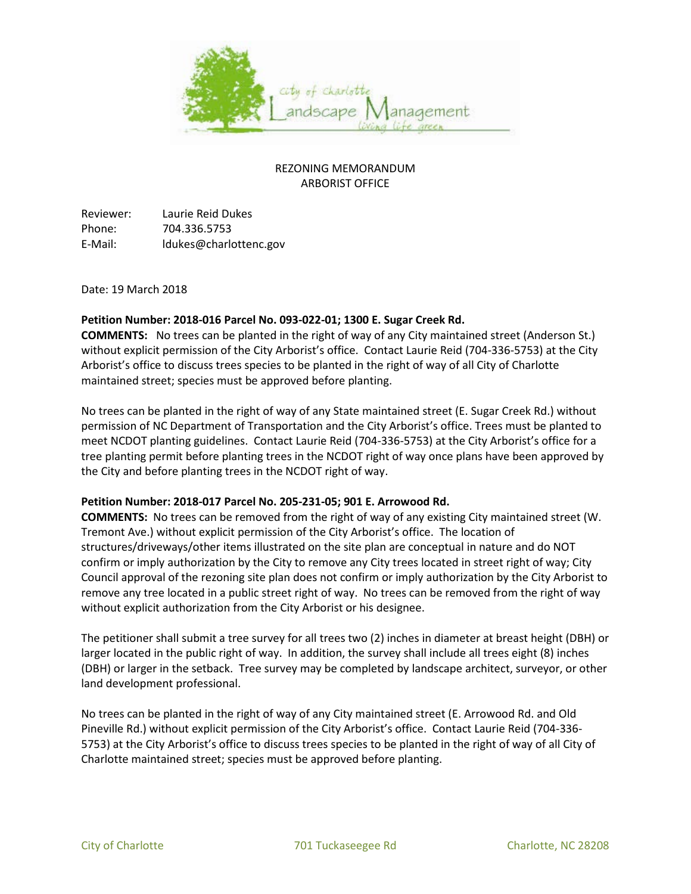REZONING MEMORANDUM
ARBORIST OFFICE

Reviewer: Laurie Reid Dukes
Phone: 704.336.5753
E-Mail: ldukes@charlottenc.gov

Date: 19 March 2018

**Petition Number: 2018-016 Parcel No. 093-022-01; 1300 E. Sugar Creek Rd.**
**COMMENTS:** No trees can be planted in the right of way of any City maintained street (Anderson St.) without explicit permission of the City Arborist's office. Contact Laurie Reid (704-336-5753) at the City Arborist's office to discuss trees species to be planted in the right of way of all City of Charlotte maintained street; species must be approved before planting.

No trees can be planted in the right of way of any State maintained street (E. Sugar Creek Rd.) without permission of NC Department of Transportation and the City Arborist's office. Trees must be planted to meet NCDOT planting guidelines. Contact Laurie Reid (704-336-5753) at the City Arborist's office for a tree planting permit before planting trees in the NCDOT right of way once plans have been approved by the City and before planting trees in the NCDOT right of way.

**Petition Number: 2018-017 Parcel No. 205-231-05; 901 E. Arrowood Rd.**
**COMMENTS:** No trees can be removed from the right of way of any existing City maintained street (W. Tremont Ave.) without explicit permission of the City Arborist's office. The location of structures/driveways/other items illustrated on the site plan are conceptual in nature and do NOT confirm or imply authorization by the City to remove any City trees located in street right of way; City Council approval of the rezoning site plan does not confirm or imply authorization by the City Arborist to remove any tree located in a public street right of way. No trees can be removed from the right of way without explicit authorization from the City Arborist or his designee.

The petitioner shall submit a tree survey for all trees two (2) inches in diameter at breast height (DBH) or larger located in the public right of way. In addition, the survey shall include all trees eight (8) inches (DBH) or larger in the setback. Tree survey may be completed by landscape architect, surveyor, or other land development professional.

No trees can be planted in the right of way of any City maintained street (E. Arrowood Rd. and Old Pineville Rd.) without explicit permission of the City Arborist's office. Contact Laurie Reid (704-336-5753) at the City Arborist's office to discuss trees species to be planted in the right of way of all City of Charlotte maintained street; species must be approved before planting.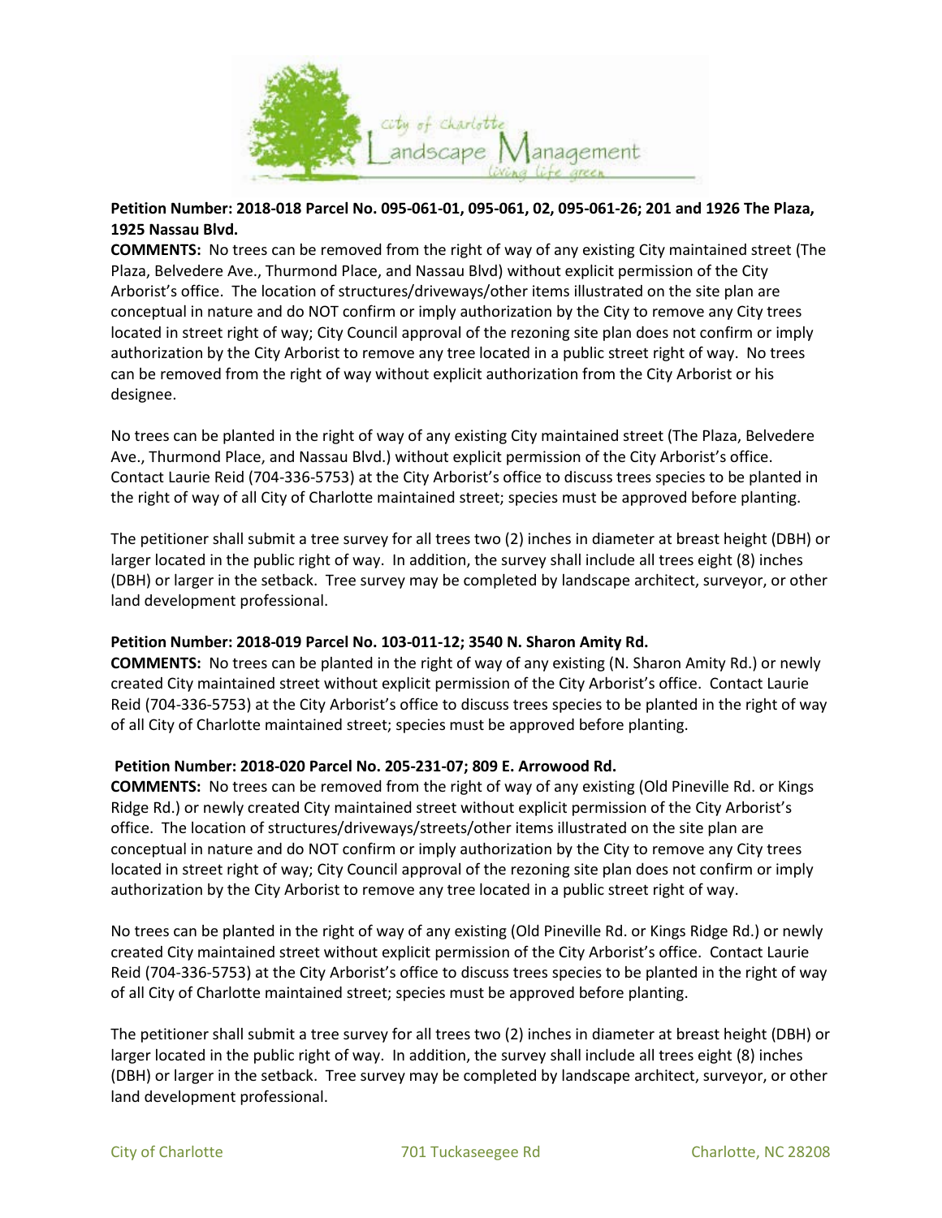**Petition Number: 2018-018 Parcel No. 095-061-01, 095-061, 02, 095-061-26; 201 and 1926 The Plaza, 1925 Nassau Blvd.**

**COMMENTS:** No trees can be removed from the right of way of any existing City maintained street (The Plaza, Belvedere Ave., Thurmond Place, and Nassau Blvd) without explicit permission of the City Arborist's office. The location of structures/driveways/other items illustrated on the site plan are conceptual in nature and do NOT confirm or imply authorization by the City to remove any City trees located in street right of way; City Council approval of the rezoning site plan does not confirm or imply authorization by the City Arborist to remove any tree located in a public street right of way. No trees can be removed from the right of way without explicit authorization from the City Arborist or his designee.

No trees can be planted in the right of way of any existing City maintained street (The Plaza, Belvedere Ave., Thurmond Place, and Nassau Blvd.) without explicit permission of the City Arborist's office. Contact Laurie Reid (704-336-5753) at the City Arborist's office to discuss trees species to be planted in the right of way of all City of Charlotte maintained street; species must be approved before planting.

The petitioner shall submit a tree survey for all trees two (2) inches in diameter at breast height (DBH) or larger located in the public right of way. In addition, the survey shall include all trees eight (8) inches (DBH) or larger in the setback. Tree survey may be completed by landscape architect, surveyor, or other land development professional.

**Petition Number: 2018-019 Parcel No. 103-011-12; 3540 N. Sharon Amity Rd.**

**COMMENTS:** No trees can be planted in the right of way of any existing (N. Sharon Amity Rd.) or newly created City maintained street without explicit permission of the City Arborist's office. Contact Laurie Reid (704-336-5753) at the City Arborist's office to discuss trees species to be planted in the right of way of all City of Charlotte maintained street; species must be approved before planting.

**Petition Number: 2018-020 Parcel No. 205-231-07; 809 E. Arrowood Rd.**

**COMMENTS:** No trees can be removed from the right of way of any existing (Old Pineville Rd. or Kings Ridge Rd.) or newly created City maintained street without explicit permission of the City Arborist's office. The location of structures/driveways/streets/other items illustrated on the site plan are conceptual in nature and do NOT confirm or imply authorization by the City to remove any City trees located in street right of way; City Council approval of the rezoning site plan does not confirm or imply authorization by the City Arborist to remove any tree located in a public street right of way.

No trees can be planted in the right of way of any existing (Old Pineville Rd. or Kings Ridge Rd.) or newly created City maintained street without explicit permission of the City Arborist's office. Contact Laurie Reid (704-336-5753) at the City Arborist's office to discuss trees species to be planted in the right of way of all City of Charlotte maintained street; species must be approved before planting.

The petitioner shall submit a tree survey for all trees two (2) inches in diameter at breast height (DBH) or larger located in the public right of way. In addition, the survey shall include all trees eight (8) inches (DBH) or larger in the setback. Tree survey may be completed by landscape architect, surveyor, or other land development professional.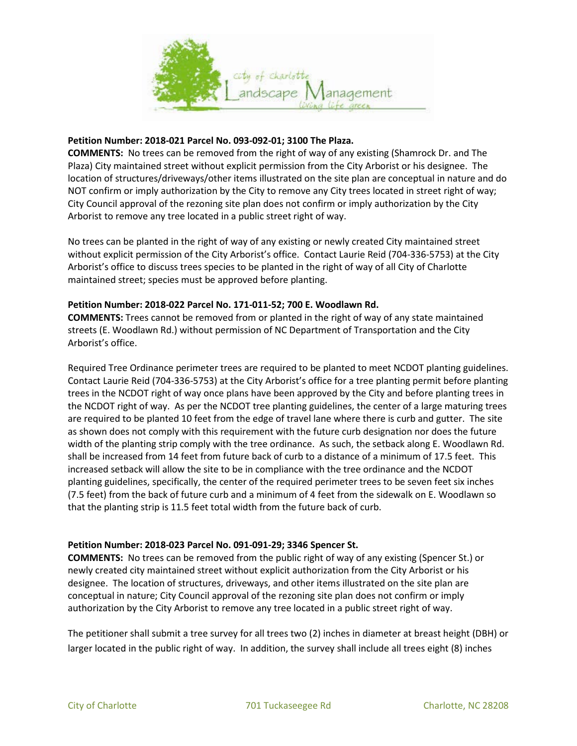**Petition Number: 2018-021 Parcel No. 093-092-01; 3100 The Plaza.**

**COMMENTS:** No trees can be removed from the right of way of any existing (Shamrock Dr. and The Plaza) City maintained street without explicit permission from the City Arborist or his designee. The location of structures/driveways/other items illustrated on the site plan are conceptual in nature and do NOT confirm or imply authorization by the City to remove any City trees located in street right of way; City Council approval of the rezoning site plan does not confirm or imply authorization by the City Arborist to remove any tree located in a public street right of way.

No trees can be planted in the right of way of any existing or newly created City maintained street without explicit permission of the City Arborist's office. Contact Laurie Reid (704-336-5753) at the City Arborist's office to discuss trees species to be planted in the right of way of all City of Charlotte maintained street; species must be approved before planting.

**Petition Number: 2018-022 Parcel No. 171-011-52; 700 E. Woodlawn Rd.**

**COMMENTS:** Trees cannot be removed from or planted in the right of way of any state maintained streets (E. Woodlawn Rd.) without permission of NC Department of Transportation and the City Arborist's office.

Required Tree Ordinance perimeter trees are required to be planted to meet NCDOT planting guidelines. Contact Laurie Reid (704-336-5753) at the City Arborist's office for a tree planting permit before planting trees in the NCDOT right of way once plans have been approved by the City and before planting trees in the NCDOT right of way. As per the NCDOT tree planting guidelines, the center of a large maturing trees are required to be planted 10 feet from the edge of travel lane where there is curb and gutter. The site as shown does not comply with this requirement with the future curb designation nor does the future width of the planting strip comply with the tree ordinance. As such, the setback along E. Woodlawn Rd. shall be increased from 14 feet from future back of curb to a distance of a minimum of 17.5 feet. This increased setback will allow the site to be in compliance with the tree ordinance and the NCDOT planting guidelines, specifically, the center of the required perimeter trees to be seven feet six inches (7.5 feet) from the back of future curb and a minimum of 4 feet from the sidewalk on E. Woodlawn so that the planting strip is 11.5 feet total width from the future back of curb.

**Petition Number: 2018-023 Parcel No. 091-091-29; 3346 Spencer St.**

**COMMENTS:** No trees can be removed from the public right of way of any existing (Spencer St.) or newly created city maintained street without explicit authorization from the City Arborist or his designee. The location of structures, driveways, and other items illustrated on the site plan are conceptual in nature; City Council approval of the rezoning site plan does not confirm or imply authorization by the City Arborist to remove any tree located in a public street right of way.

The petitioner shall submit a tree survey for all trees two (2) inches in diameter at breast height (DBH) or larger located in the public right of way. In addition, the survey shall include all trees eight (8) inches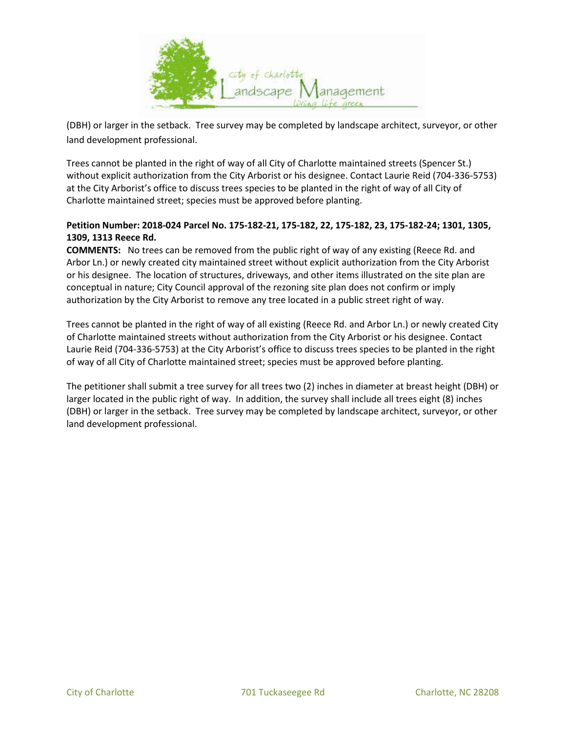(DBH) or larger in the setback. Tree survey may be completed by landscape architect, surveyor, or other land development professional.

Trees cannot be planted in the right of way of all City of Charlotte maintained streets (Spencer St.) without explicit authorization from the City Arborist or his designee. Contact Laurie Reid (704-336-5753) at the City Arborist's office to discuss trees species to be planted in the right of way of all City of Charlotte maintained street; species must be approved before planting.

**Petition Number: 2018-024 Parcel No. 175-182-21, 175-182, 22, 175-182, 23, 175-182-24; 1301, 1305, 1309, 1313 Reece Rd.**

**COMMENTS:** No trees can be removed from the public right of way of any existing (Reece Rd. and Arbor Ln.) or newly created city maintained street without explicit authorization from the City Arborist or his designee. The location of structures, driveways, and other items illustrated on the site plan are conceptual in nature; City Council approval of the rezoning site plan does not confirm or imply authorization by the City Arborist to remove any tree located in a public street right of way.

Trees cannot be planted in the right of way of all existing (Reece Rd. and Arbor Ln.) or newly created City of Charlotte maintained streets without authorization from the City Arborist or his designee. Contact Laurie Reid (704-336-5753) at the City Arborist's office to discuss trees species to be planted in the right of way of all City of Charlotte maintained street; species must be approved before planting.

The petitioner shall submit a tree survey for all trees two (2) inches in diameter at breast height (DBH) or larger located in the public right of way. In addition, the survey shall include all trees eight (8) inches (DBH) or larger in the setback. Tree survey may be completed by landscape architect, surveyor, or other land development professional.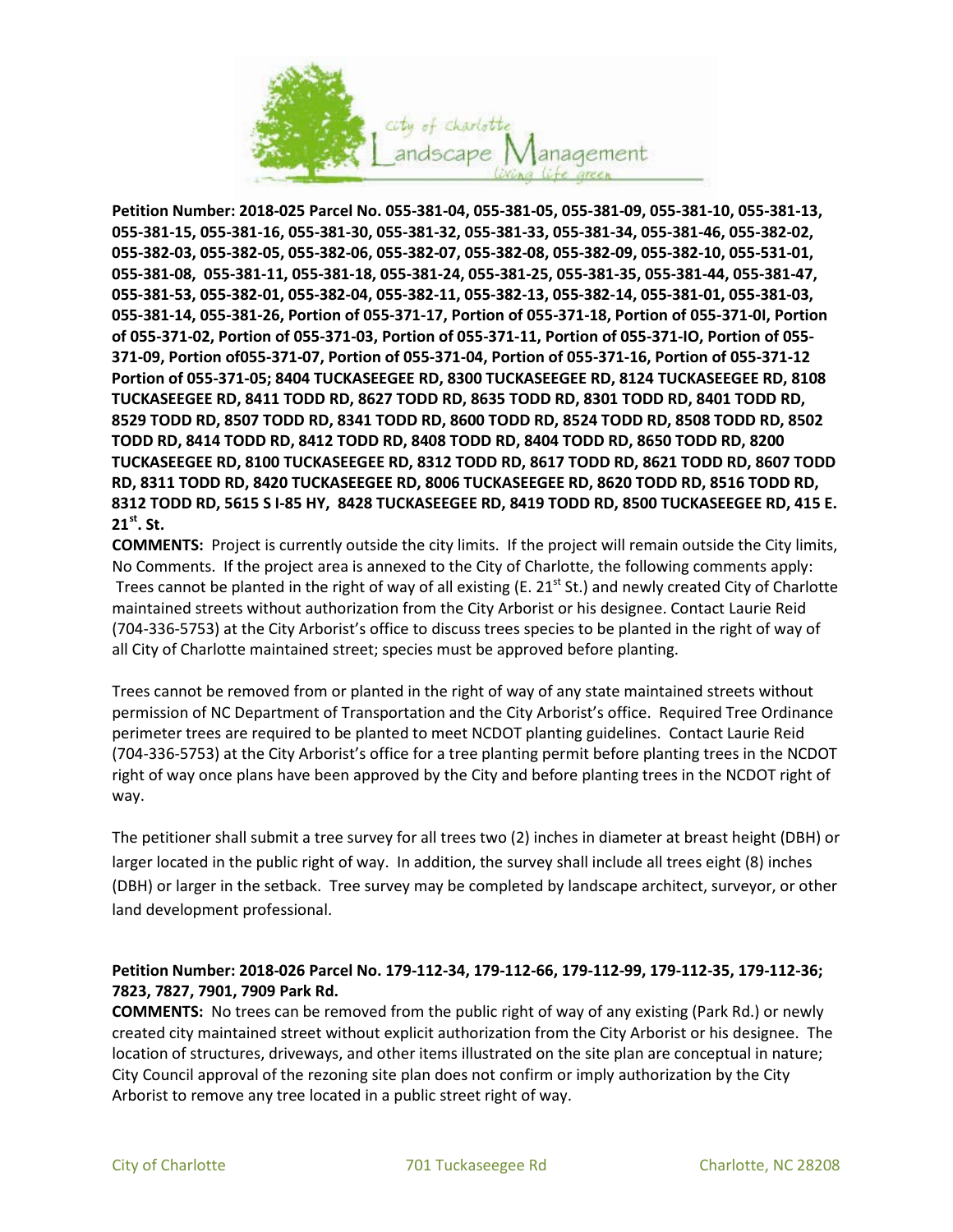**Petition Number: 2018-025 Parcel No. 055-381-04, 055-381-05, 055-381-09, 055-381-10, 055-381-13, 055-381-15, 055-381-16, 055-381-30, 055-381-32, 055-381-33, 055-381-34, 055-381-46, 055-382-02, 055-382-03, 055-382-05, 055-382-06, 055-382-07, 055-382-08, 055-382-09, 055-382-10, 055-531-01, 055-381-08, 055-381-11, 055-381-18, 055-381-24, 055-381-25, 055-381-35, 055-381-44, 055-381-47, 055-381-53, 055-382-01, 055-382-04, 055-382-11, 055-382-13, 055-382-14, 055-381-01, 055-381-03, 055-381-14, 055-381-26, Portion of 055-371-17, Portion of 055-371-18, Portion of 055-371-0I, Portion of 055-371-02, Portion of 055-371-03, Portion of 055-371-11, Portion of 055-371-IO, Portion of 055-371-09, Portion of055-371-07, Portion of 055-371-04, Portion of 055-371-16, Portion of 055-371-12 Portion of 055-371-05; 8404 TUCKASEEGEE RD, 8300 TUCKASEEGEE RD, 8124 TUCKASEEGEE RD, 8108 TUCKASEEGEE RD, 8411 TODD RD, 8627 TODD RD, 8635 TODD RD, 8301 TODD RD, 8401 TODD RD, 8529 TODD RD, 8507 TODD RD, 8341 TODD RD, 8600 TODD RD, 8524 TODD RD, 8508 TODD RD, 8502 TODD RD, 8414 TODD RD, 8412 TODD RD, 8408 TODD RD, 8404 TODD RD, 8650 TODD RD, 8200 TUCKASEEGEE RD, 8100 TUCKASEEGEE RD, 8312 TODD RD, 8617 TODD RD, 8621 TODD RD, 8607 TODD RD, 8311 TODD RD, 8420 TUCKASEEGEE RD, 8006 TUCKASEEGEE RD, 8620 TODD RD, 8516 TODD RD, 8312 TODD RD, 5615 S I-85 HY, 8428 TUCKASEEGEE RD, 8419 TODD RD, 8500 TUCKASEEGEE RD, 415 E. 21st. St.**

**COMMENTS:** Project is currently outside the city limits. If the project will remain outside the City limits, No Comments. If the project area is annexed to the City of Charlotte, the following comments apply: Trees cannot be planted in the right of way of all existing (E. 21st St.) and newly created City of Charlotte maintained streets without authorization from the City Arborist or his designee. Contact Laurie Reid (704-336-5753) at the City Arborist's office to discuss trees species to be planted in the right of way of all City of Charlotte maintained street; species must be approved before planting.

Trees cannot be removed from or planted in the right of way of any state maintained streets without permission of NC Department of Transportation and the City Arborist's office. Required Tree Ordinance perimeter trees are required to be planted to meet NCDOT planting guidelines. Contact Laurie Reid (704-336-5753) at the City Arborist's office for a tree planting permit before planting trees in the NCDOT right of way once plans have been approved by the City and before planting trees in the NCDOT right of way.

The petitioner shall submit a tree survey for all trees two (2) inches in diameter at breast height (DBH) or larger located in the public right of way. In addition, the survey shall include all trees eight (8) inches (DBH) or larger in the setback. Tree survey may be completed by landscape architect, surveyor, or other land development professional.

**Petition Number: 2018-026 Parcel No. 179-112-34, 179-112-66, 179-112-99, 179-112-35, 179-112-36; 7823, 7827, 7901, 7909 Park Rd.**

**COMMENTS:** No trees can be removed from the public right of way of any existing (Park Rd.) or newly created city maintained street without explicit authorization from the City Arborist or his designee. The location of structures, driveways, and other items illustrated on the site plan are conceptual in nature; City Council approval of the rezoning site plan does not confirm or imply authorization by the City Arborist to remove any tree located in a public street right of way.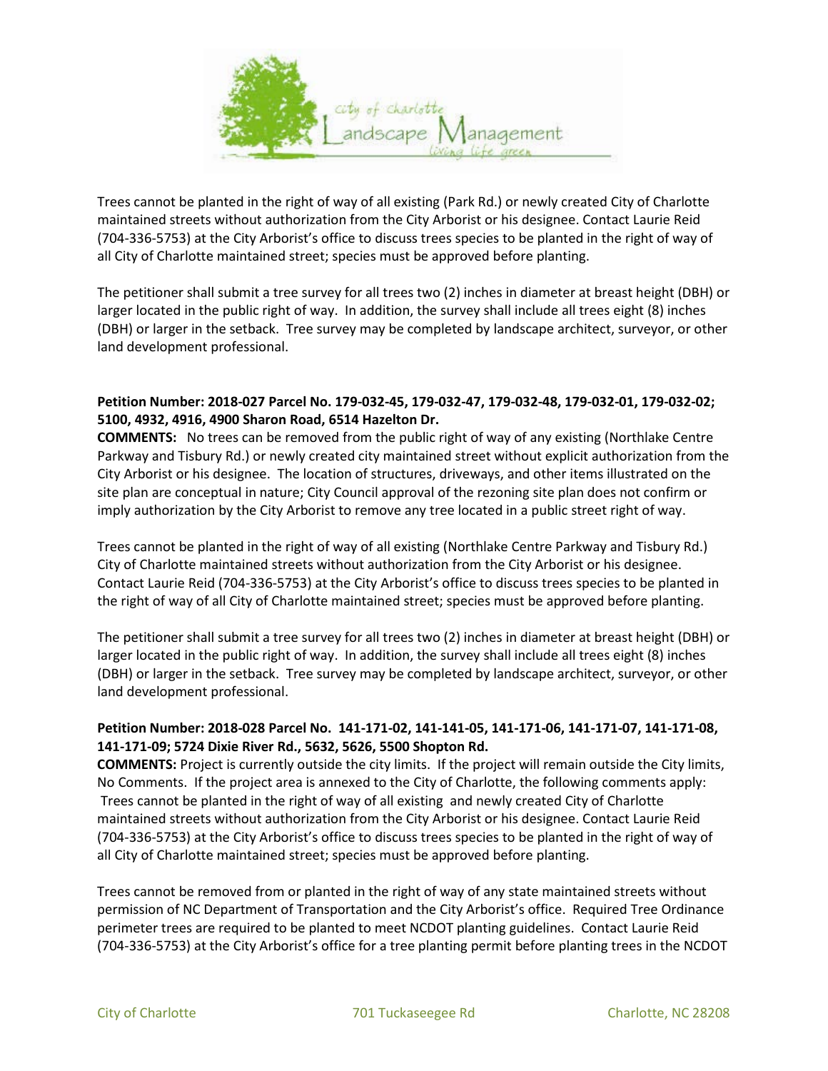Trees cannot be planted in the right of way of all existing (Park Rd.) or newly created City of Charlotte maintained streets without authorization from the City Arborist or his designee. Contact Laurie Reid (704-336-5753) at the City Arborist's office to discuss trees species to be planted in the right of way of all City of Charlotte maintained street; species must be approved before planting.

The petitioner shall submit a tree survey for all trees two (2) inches in diameter at breast height (DBH) or larger located in the public right of way. In addition, the survey shall include all trees eight (8) inches (DBH) or larger in the setback. Tree survey may be completed by landscape architect, surveyor, or other land development professional.

**Petition Number: 2018-027 Parcel No. 179-032-45, 179-032-47, 179-032-48, 179-032-01, 179-032-02; 5100, 4932, 4916, 4900 Sharon Road, 6514 Hazelton Dr.**

**COMMENTS:** No trees can be removed from the public right of way of any existing (Northlake Centre Parkway and Tisbury Rd.) or newly created city maintained street without explicit authorization from the City Arborist or his designee. The location of structures, driveways, and other items illustrated on the site plan are conceptual in nature; City Council approval of the rezoning site plan does not confirm or imply authorization by the City Arborist to remove any tree located in a public street right of way.

Trees cannot be planted in the right of way of all existing (Northlake Centre Parkway and Tisbury Rd.) City of Charlotte maintained streets without authorization from the City Arborist or his designee. Contact Laurie Reid (704-336-5753) at the City Arborist's office to discuss trees species to be planted in the right of way of all City of Charlotte maintained street; species must be approved before planting.

The petitioner shall submit a tree survey for all trees two (2) inches in diameter at breast height (DBH) or larger located in the public right of way. In addition, the survey shall include all trees eight (8) inches (DBH) or larger in the setback. Tree survey may be completed by landscape architect, surveyor, or other land development professional.

**Petition Number: 2018-028 Parcel No. 141-171-02, 141-141-05, 141-171-06, 141-171-07, 141-171-08, 141-171-09; 5724 Dixie River Rd., 5632, 5626, 5500 Shopton Rd.**

**COMMENTS:** Project is currently outside the city limits. If the project will remain outside the City limits, No Comments. If the project area is annexed to the City of Charlotte, the following comments apply: Trees cannot be planted in the right of way of all existing and newly created City of Charlotte maintained streets without authorization from the City Arborist or his designee. Contact Laurie Reid (704-336-5753) at the City Arborist's office to discuss trees species to be planted in the right of way of all City of Charlotte maintained street; species must be approved before planting.

Trees cannot be removed from or planted in the right of way of any state maintained streets without permission of NC Department of Transportation and the City Arborist's office. Required Tree Ordinance perimeter trees are required to be planted to meet NCDOT planting guidelines. Contact Laurie Reid (704-336-5753) at the City Arborist's office for a tree planting permit before planting trees in the NCDOT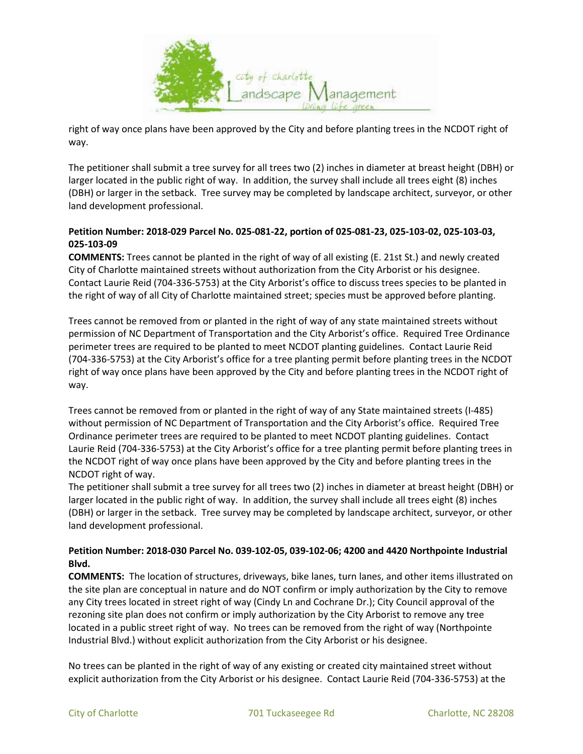right of way once plans have been approved by the City and before planting trees in the NCDOT right of way.

The petitioner shall submit a tree survey for all trees two (2) inches in diameter at breast height (DBH) or larger located in the public right of way. In addition, the survey shall include all trees eight (8) inches (DBH) or larger in the setback. Tree survey may be completed by landscape architect, surveyor, or other land development professional.

**Petition Number: 2018-029 Parcel No. 025-081-22, portion of 025-081-23, 025-103-02, 025-103-03, 025-103-09**

**COMMENTS:** Trees cannot be planted in the right of way of all existing (E. 21st St.) and newly created City of Charlotte maintained streets without authorization from the City Arborist or his designee. Contact Laurie Reid (704-336-5753) at the City Arborist's office to discuss trees species to be planted in the right of way of all City of Charlotte maintained street; species must be approved before planting.

Trees cannot be removed from or planted in the right of way of any state maintained streets without permission of NC Department of Transportation and the City Arborist's office. Required Tree Ordinance perimeter trees are required to be planted to meet NCDOT planting guidelines. Contact Laurie Reid (704-336-5753) at the City Arborist's office for a tree planting permit before planting trees in the NCDOT right of way once plans have been approved by the City and before planting trees in the NCDOT right of way.

Trees cannot be removed from or planted in the right of way of any State maintained streets (I-485) without permission of NC Department of Transportation and the City Arborist's office. Required Tree Ordinance perimeter trees are required to be planted to meet NCDOT planting guidelines. Contact Laurie Reid (704-336-5753) at the City Arborist's office for a tree planting permit before planting trees in the NCDOT right of way once plans have been approved by the City and before planting trees in the NCDOT right of way.

The petitioner shall submit a tree survey for all trees two (2) inches in diameter at breast height (DBH) or larger located in the public right of way. In addition, the survey shall include all trees eight (8) inches (DBH) or larger in the setback. Tree survey may be completed by landscape architect, surveyor, or other land development professional.

**Petition Number: 2018-030 Parcel No. 039-102-05, 039-102-06; 4200 and 4420 Northpointe Industrial Blvd.**

**COMMENTS:** The location of structures, driveways, bike lanes, turn lanes, and other items illustrated on the site plan are conceptual in nature and do NOT confirm or imply authorization by the City to remove any City trees located in street right of way (Cindy Ln and Cochrane Dr.); City Council approval of the rezoning site plan does not confirm or imply authorization by the City Arborist to remove any tree located in a public street right of way. No trees can be removed from the right of way (Northpointe Industrial Blvd.) without explicit authorization from the City Arborist or his designee.

No trees can be planted in the right of way of any existing or created city maintained street without explicit authorization from the City Arborist or his designee. Contact Laurie Reid (704-336-5753) at the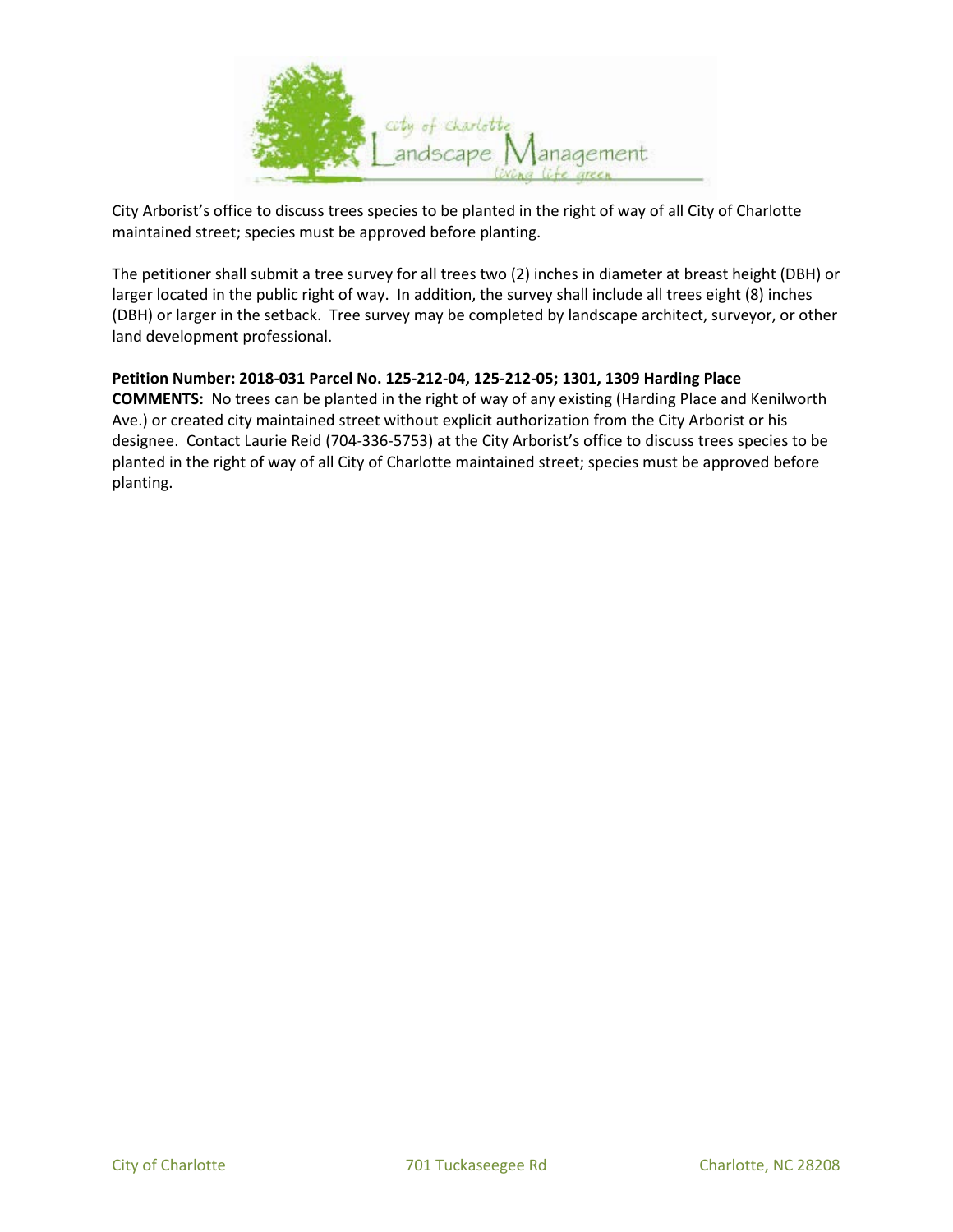City Arborist's office to discuss trees species to be planted in the right of way of all City of Charlotte maintained street; species must be approved before planting.

The petitioner shall submit a tree survey for all trees two (2) inches in diameter at breast height (DBH) or larger located in the public right of way. In addition, the survey shall include all trees eight (8) inches (DBH) or larger in the setback. Tree survey may be completed by landscape architect, surveyor, or other land development professional.

**Petition Number: 2018-031 Parcel No. 125-212-04, 125-212-05; 1301, 1309 Harding Place**
**COMMENTS:** No trees can be planted in the right of way of any existing (Harding Place and Kenilworth Ave.) or created city maintained street without explicit authorization from the City Arborist or his designee. Contact Laurie Reid (704-336-5753) at the City Arborist's office to discuss trees species to be planted in the right of way of all City of Charlotte maintained street; species must be approved before planting.